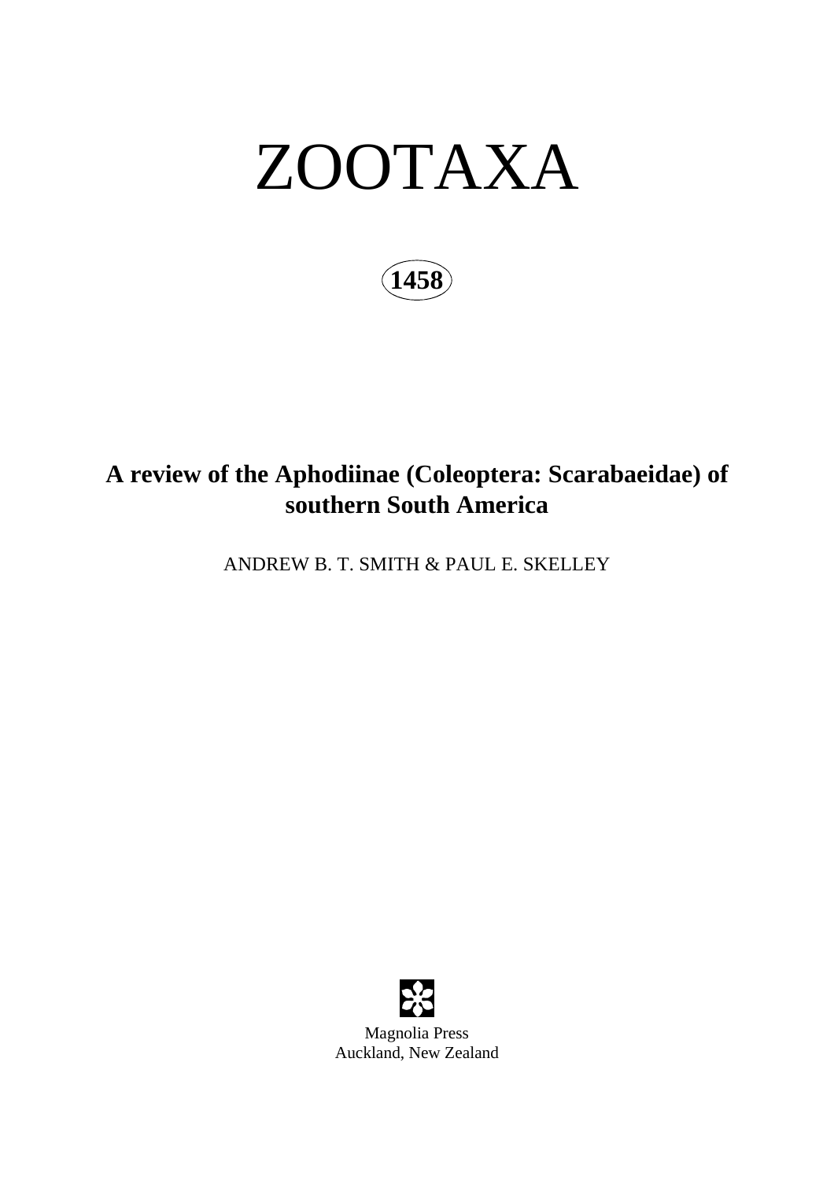# ZOOTAXA

**1458**

## A review of the Aphodiinae (Coleoptera: Scarabaeidae) of southern South America

ANDREW B. T. SMITH & PAUL E. SKELLEY

Magnolia Press
Auckland, New Zealand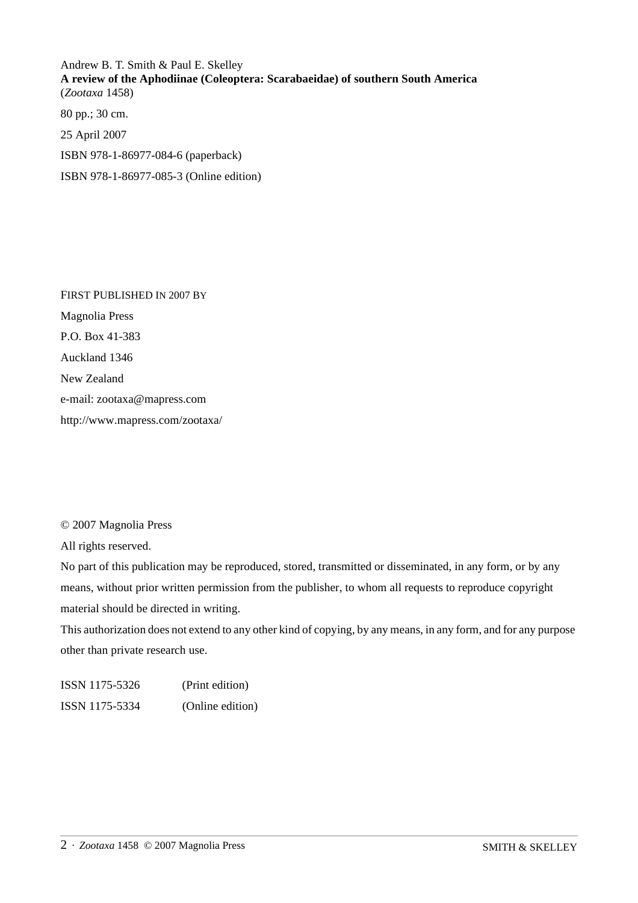Andrew B. T. Smith & Paul E. Skelley
**A review of the Aphodiinae (Coleoptera: Scarabaeidae) of southern South America**
(*Zootaxa* 1458)

80 pp.; 30 cm.

25 April 2007

ISBN 978-1-86977-084-6 (paperback)

ISBN 978-1-86977-085-3 (Online edition)

FIRST PUBLISHED IN 2007 BY

Magnolia Press

P.O. Box 41-383

Auckland 1346

New Zealand

e-mail: zootaxa@mapress.com

http://www.mapress.com/zootaxa/

© 2007 Magnolia Press

All rights reserved.

No part of this publication may be reproduced, stored, transmitted or disseminated, in any form, or by any means, without prior written permission from the publisher, to whom all requests to reproduce copyright material should be directed in writing.

This authorization does not extend to any other kind of copying, by any means, in any form, and for any purpose other than private research use.

ISSN 1175-5326 (Print edition)

ISSN 1175-5334 (Online edition)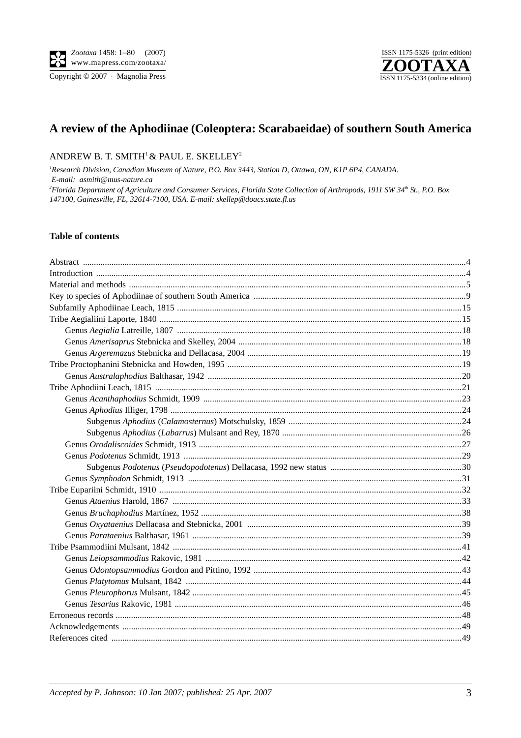# A review of the Aphodiinae (Coleoptera: Scarabaeidae) of southern South America

ANDREW B. T. SMITH[1] & PAUL E. SKELLEY[2]

[1]*Research Division, Canadian Museum of Nature, P.O. Box 3443, Station D, Ottawa, ON, K1P 6P4, CANADA. E-mail: asmith@mus-nature.ca*

[2]*Florida Department of Agriculture and Consumer Services, Florida State Collection of Arthropods, 1911 SW 34th St., P.O. Box 147100, Gainesville, FL, 32614-7100, USA. E-mail: skellep@doacs.state.fl.us*

## Table of contents

- Abstract ... 4
- Introduction ... 4
- Material and methods ... 5
- Key to species of Aphodiinae of southern South America ... 9
- Subfamily Aphodiinae Leach, 1815 ... 15
- Tribe Aegialiini Laporte, 1840 ... 15
  - Genus *Aegialia* Latreille, 1807 ... 18
  - Genus *Amerisaprus* Stebnicka and Skelley, 2004 ... 18
  - Genus *Argeremazus* Stebnicka and Dellacasa, 2004 ... 19
- Tribe Proctophanini Stebnicka and Howden, 1995 ... 19
  - Genus *Australaphodius* Balthasar, 1942 ... 20
- Tribe Aphodiini Leach, 1815 ... 21
  - Genus *Acanthaphodius* Schmidt, 1909 ... 23
  - Genus *Aphodius* Illiger, 1798 ... 24
    - Subgenus *Aphodius* (*Calamosternus*) Motschulsky, 1859 ... 24
    - Subgenus *Aphodius* (*Labarrus*) Mulsant and Rey, 1870 ... 26
  - Genus *Orodaliscoides* Schmidt, 1913 ... 27
  - Genus *Podotenus* Schmidt, 1913 ... 29
    - Subgenus *Podotenus* (*Pseudopodotenus*) Dellacasa, 1992 new status ... 30
  - Genus *Symphodon* Schmidt, 1913 ... 31
- Tribe Eupariini Schmidt, 1910 ... 32
  - Genus *Ataenius* Harold, 1867 ... 33
  - Genus *Bruchaphodius* Martínez, 1952 ... 38
  - Genus *Oxyataenius* Dellacasa and Stebnicka, 2001 ... 39
  - Genus *Parataenius* Balthasar, 1961 ... 39
- Tribe Psammodiini Mulsant, 1842 ... 41
  - Genus *Leiopsammodius* Rakovic, 1981 ... 42
  - Genus *Odontopsammodius* Gordon and Pittino, 1992 ... 43
  - Genus *Platytomus* Mulsant, 1842 ... 44
  - Genus *Pleurophorus* Mulsant, 1842 ... 45
  - Genus *Tesarius* Rakovic, 1981 ... 46
- Erroneous records ... 48
- Acknowledgements ... 49
- References cited ... 49

*Accepted by P. Johnson: 10 Jan 2007; published: 25 Apr. 2007*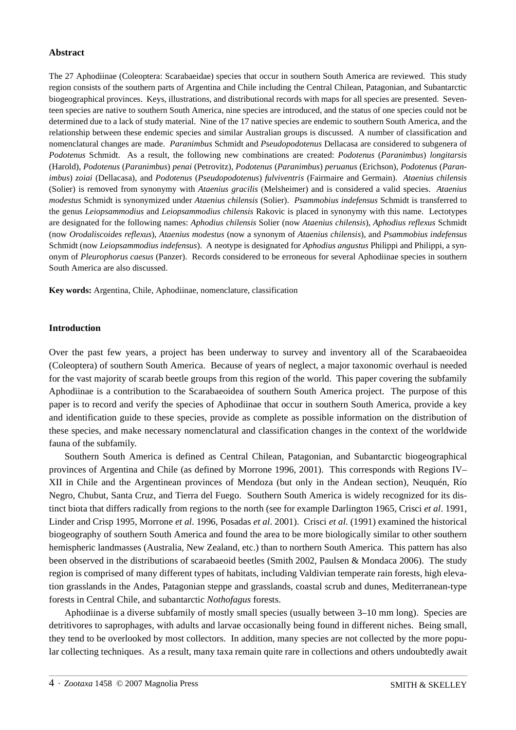**Abstract**

The 27 Aphodiinae (Coleoptera: Scarabaeidae) species that occur in southern South America are reviewed. This study region consists of the southern parts of Argentina and Chile including the Central Chilean, Patagonian, and Subantarctic biogeographical provinces. Keys, illustrations, and distributional records with maps for all species are presented. Seventeen species are native to southern South America, nine species are introduced, and the status of one species could not be determined due to a lack of study material. Nine of the 17 native species are endemic to southern South America, and the relationship between these endemic species and similar Australian groups is discussed. A number of classification and nomenclatural changes are made. *Paranimbus* Schmidt and *Pseudopodotenus* Dellacasa are considered to subgenera of *Podotenus* Schmidt. As a result, the following new combinations are created: *Podotenus* (*Paranimbus*) *longitarsis* (Harold), *Podotenus* (*Paranimbus*) *penai* (Petrovitz), *Podotenus* (*Paranimbus*) *peruanus* (Erichson), *Podotenus* (*Paranimbus*) *zoiai* (Dellacasa), and *Podotenus* (*Pseudopodotenus*) *fulviventris* (Fairmaire and Germain). *Ataenius chilensis* (Solier) is removed from synonymy with *Ataenius gracilis* (Melsheimer) and is considered a valid species. *Ataenius modestus* Schmidt is synonymized under *Ataenius chilensis* (Solier). *Psammobius indefensus* Schmidt is transferred to the genus *Leiopsammodius* and *Leiopsammodius chilensis* Rakovic is placed in synonymy with this name. Lectotypes are designated for the following names: *Aphodius chilensis* Solier (now *Ataenius chilensis*), *Aphodius reflexus* Schmidt (now *Orodaliscoides reflexus*), *Ataenius modestus* (now a synonym of *Ataenius chilensis*), and *Psammobius indefensus* Schmidt (now *Leiopsammodius indefensus*). A neotype is designated for *Aphodius angustus* Philippi and Philippi, a synonym of *Pleurophorus caesus* (Panzer). Records considered to be erroneous for several Aphodiinae species in southern South America are also discussed.

**Key words:** Argentina, Chile, Aphodiinae, nomenclature, classification

**Introduction**

Over the past few years, a project has been underway to survey and inventory all of the Scarabaeoidea (Coleoptera) of southern South America. Because of years of neglect, a major taxonomic overhaul is needed for the vast majority of scarab beetle groups from this region of the world. This paper covering the subfamily Aphodiinae is a contribution to the Scarabaeoidea of southern South America project. The purpose of this paper is to record and verify the species of Aphodiinae that occur in southern South America, provide a key and identification guide to these species, provide as complete as possible information on the distribution of these species, and make necessary nomenclatural and classification changes in the context of the worldwide fauna of the subfamily.

Southern South America is defined as Central Chilean, Patagonian, and Subantarctic biogeographical provinces of Argentina and Chile (as defined by Morrone 1996, 2001). This corresponds with Regions IV–XII in Chile and the Argentinean provinces of Mendoza (but only in the Andean section), Neuquén, Río Negro, Chubut, Santa Cruz, and Tierra del Fuego. Southern South America is widely recognized for its distinct biota that differs radically from regions to the north (see for example Darlington 1965, Crisci *et al*. 1991, Linder and Crisp 1995, Morrone *et al*. 1996, Posadas *et al*. 2001). Crisci *et al*. (1991) examined the historical biogeography of southern South America and found the area to be more biologically similar to other southern hemispheric landmasses (Australia, New Zealand, etc.) than to northern South America. This pattern has also been observed in the distributions of scarabaeoid beetles (Smith 2002, Paulsen & Mondaca 2006). The study region is comprised of many different types of habitats, including Valdivian temperate rain forests, high elevation grasslands in the Andes, Patagonian steppe and grasslands, coastal scrub and dunes, Mediterranean-type forests in Central Chile, and subantarctic *Nothofagus* forests.

Aphodiinae is a diverse subfamily of mostly small species (usually between 3–10 mm long). Species are detritivores to saprophages, with adults and larvae occasionally being found in different niches. Being small, they tend to be overlooked by most collectors. In addition, many species are not collected by the more popular collecting techniques. As a result, many taxa remain quite rare in collections and others undoubtedly await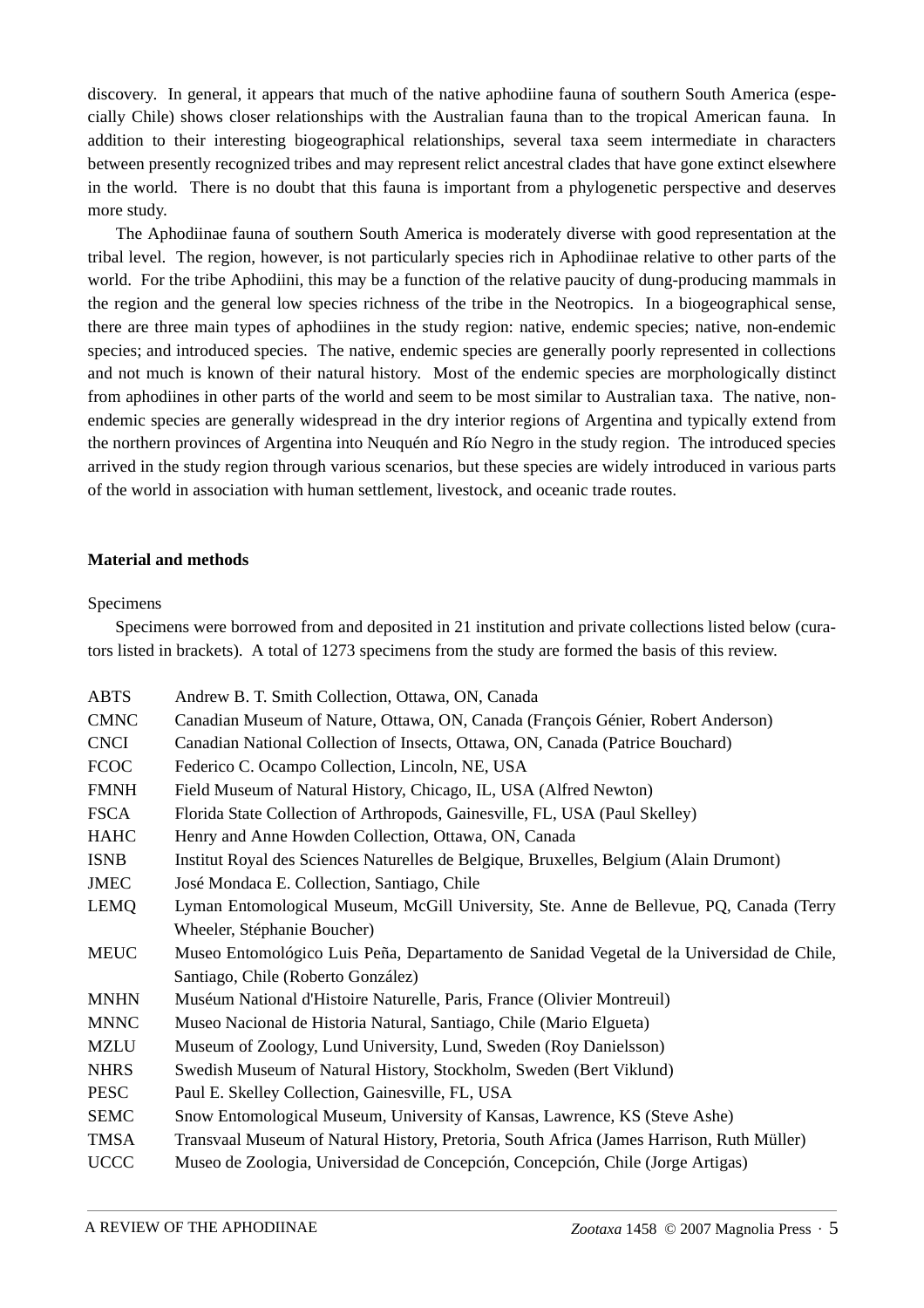discovery. In general, it appears that much of the native aphodiine fauna of southern South America (especially Chile) shows closer relationships with the Australian fauna than to the tropical American fauna. In addition to their interesting biogeographical relationships, several taxa seem intermediate in characters between presently recognized tribes and may represent relict ancestral clades that have gone extinct elsewhere in the world. There is no doubt that this fauna is important from a phylogenetic perspective and deserves more study.

The Aphodiinae fauna of southern South America is moderately diverse with good representation at the tribal level. The region, however, is not particularly species rich in Aphodiinae relative to other parts of the world. For the tribe Aphodiini, this may be a function of the relative paucity of dung-producing mammals in the region and the general low species richness of the tribe in the Neotropics. In a biogeographical sense, there are three main types of aphodiines in the study region: native, endemic species; native, non-endemic species; and introduced species. The native, endemic species are generally poorly represented in collections and not much is known of their natural history. Most of the endemic species are morphologically distinct from aphodiines in other parts of the world and seem to be most similar to Australian taxa. The native, non-endemic species are generally widespread in the dry interior regions of Argentina and typically extend from the northern provinces of Argentina into Neuquén and Río Negro in the study region. The introduced species arrived in the study region through various scenarios, but these species are widely introduced in various parts of the world in association with human settlement, livestock, and oceanic trade routes.

## Material and methods

### Specimens

Specimens were borrowed from and deposited in 21 institution and private collections listed below (curators listed in brackets). A total of 1273 specimens from the study are formed the basis of this review.

| | |
|---|---|
| ABTS | Andrew B. T. Smith Collection, Ottawa, ON, Canada |
| CMNC | Canadian Museum of Nature, Ottawa, ON, Canada (François Génier, Robert Anderson) |
| CNCI | Canadian National Collection of Insects, Ottawa, ON, Canada (Patrice Bouchard) |
| FCOC | Federico C. Ocampo Collection, Lincoln, NE, USA |
| FMNH | Field Museum of Natural History, Chicago, IL, USA (Alfred Newton) |
| FSCA | Florida State Collection of Arthropods, Gainesville, FL, USA (Paul Skelley) |
| HAHC | Henry and Anne Howden Collection, Ottawa, ON, Canada |
| ISNB | Institut Royal des Sciences Naturelles de Belgique, Bruxelles, Belgium (Alain Drumont) |
| JMEC | José Mondaca E. Collection, Santiago, Chile |
| LEMQ | Lyman Entomological Museum, McGill University, Ste. Anne de Bellevue, PQ, Canada (Terry Wheeler, Stéphanie Boucher) |
| MEUC | Museo Entomológico Luis Peña, Departamento de Sanidad Vegetal de la Universidad de Chile, Santiago, Chile (Roberto González) |
| MNHN | Muséum National d'Histoire Naturelle, Paris, France (Olivier Montreuil) |
| MNNC | Museo Nacional de Historia Natural, Santiago, Chile (Mario Elgueta) |
| MZLU | Museum of Zoology, Lund University, Lund, Sweden (Roy Danielsson) |
| NHRS | Swedish Museum of Natural History, Stockholm, Sweden (Bert Viklund) |
| PESC | Paul E. Skelley Collection, Gainesville, FL, USA |
| SEMC | Snow Entomological Museum, University of Kansas, Lawrence, KS (Steve Ashe) |
| TMSA | Transvaal Museum of Natural History, Pretoria, South Africa (James Harrison, Ruth Müller) |
| UCCC | Museo de Zoologia, Universidad de Concepción, Concepción, Chile (Jorge Artigas) |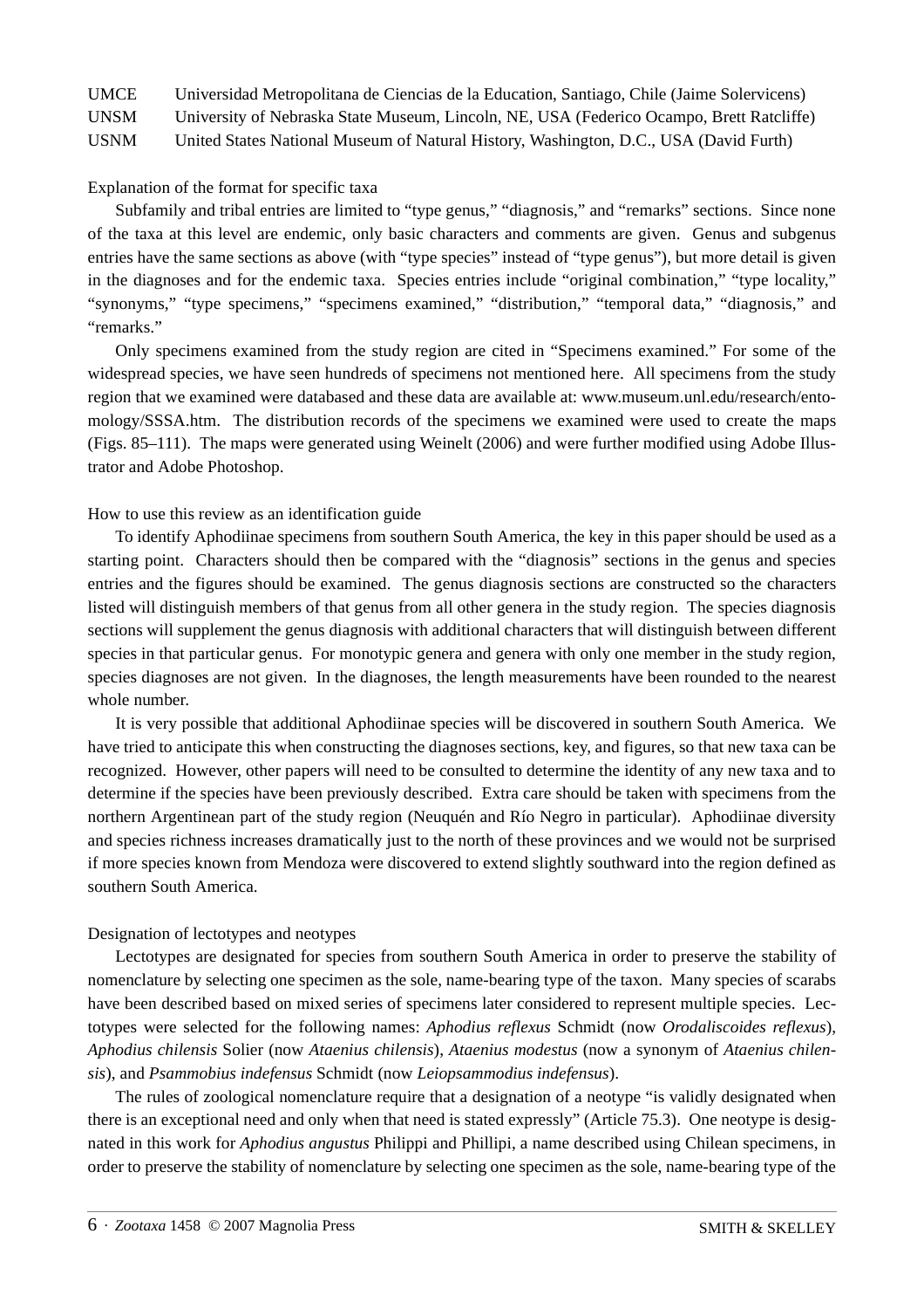| | |
|---|---|
| UMCE | Universidad Metropolitana de Ciencias de la Education, Santiago, Chile (Jaime Solervicens) |
| UNSM | University of Nebraska State Museum, Lincoln, NE, USA (Federico Ocampo, Brett Ratcliffe) |
| USNM | United States National Museum of Natural History, Washington, D.C., USA (David Furth) |

Explanation of the format for specific taxa

Subfamily and tribal entries are limited to "type genus," "diagnosis," and "remarks" sections. Since none of the taxa at this level are endemic, only basic characters and comments are given. Genus and subgenus entries have the same sections as above (with "type species" instead of "type genus"), but more detail is given in the diagnoses and for the endemic taxa. Species entries include "original combination," "type locality," "synonyms," "type specimens," "specimens examined," "distribution," "temporal data," "diagnosis," and "remarks."

Only specimens examined from the study region are cited in "Specimens examined." For some of the widespread species, we have seen hundreds of specimens not mentioned here. All specimens from the study region that we examined were databased and these data are available at: www.museum.unl.edu/research/entomology/SSSA.htm. The distribution records of the specimens we examined were used to create the maps (Figs. 85–111). The maps were generated using Weinelt (2006) and were further modified using Adobe Illustrator and Adobe Photoshop.

How to use this review as an identification guide

To identify Aphodiinae specimens from southern South America, the key in this paper should be used as a starting point. Characters should then be compared with the "diagnosis" sections in the genus and species entries and the figures should be examined. The genus diagnosis sections are constructed so the characters listed will distinguish members of that genus from all other genera in the study region. The species diagnosis sections will supplement the genus diagnosis with additional characters that will distinguish between different species in that particular genus. For monotypic genera and genera with only one member in the study region, species diagnoses are not given. In the diagnoses, the length measurements have been rounded to the nearest whole number.

It is very possible that additional Aphodiinae species will be discovered in southern South America. We have tried to anticipate this when constructing the diagnoses sections, key, and figures, so that new taxa can be recognized. However, other papers will need to be consulted to determine the identity of any new taxa and to determine if the species have been previously described. Extra care should be taken with specimens from the northern Argentinean part of the study region (Neuquén and Río Negro in particular). Aphodiinae diversity and species richness increases dramatically just to the north of these provinces and we would not be surprised if more species known from Mendoza were discovered to extend slightly southward into the region defined as southern South America.

Designation of lectotypes and neotypes

Lectotypes are designated for species from southern South America in order to preserve the stability of nomenclature by selecting one specimen as the sole, name-bearing type of the taxon. Many species of scarabs have been described based on mixed series of specimens later considered to represent multiple species. Lectotypes were selected for the following names: *Aphodius reflexus* Schmidt (now *Orodaliscoides reflexus*), *Aphodius chilensis* Solier (now *Ataenius chilensis*), *Ataenius modestus* (now a synonym of *Ataenius chilensis*), and *Psammobius indefensus* Schmidt (now *Leiopsammodius indefensus*).

The rules of zoological nomenclature require that a designation of a neotype "is validly designated when there is an exceptional need and only when that need is stated expressly" (Article 75.3). One neotype is designated in this work for *Aphodius angustus* Philippi and Phillipi, a name described using Chilean specimens, in order to preserve the stability of nomenclature by selecting one specimen as the sole, name-bearing type of the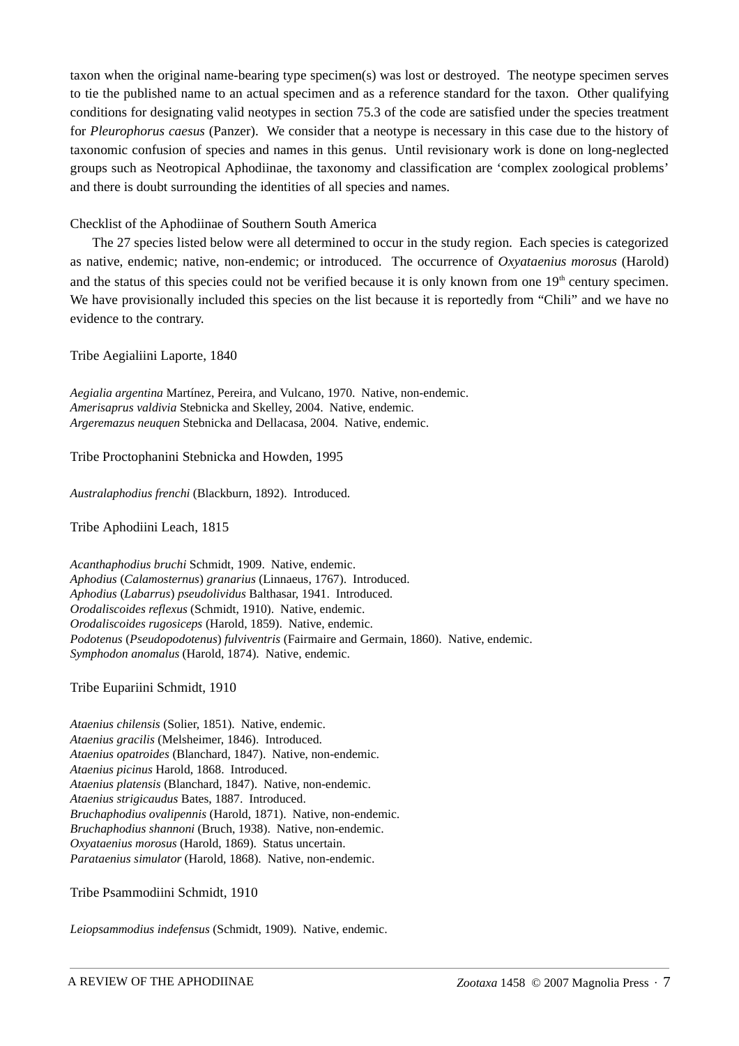taxon when the original name-bearing type specimen(s) was lost or destroyed. The neotype specimen serves to tie the published name to an actual specimen and as a reference standard for the taxon. Other qualifying conditions for designating valid neotypes in section 75.3 of the code are satisfied under the species treatment for *Pleurophorus caesus* (Panzer). We consider that a neotype is necessary in this case due to the history of taxonomic confusion of species and names in this genus. Until revisionary work is done on long-neglected groups such as Neotropical Aphodiinae, the taxonomy and classification are 'complex zoological problems' and there is doubt surrounding the identities of all species and names.

## Checklist of the Aphodiinae of Southern South America

The 27 species listed below were all determined to occur in the study region. Each species is categorized as native, endemic; native, non-endemic; or introduced. The occurrence of *Oxyataenius morosus* (Harold) and the status of this species could not be verified because it is only known from one 19th century specimen. We have provisionally included this species on the list because it is reportedly from "Chili" and we have no evidence to the contrary.

### Tribe Aegialiini Laporte, 1840

*Aegialia argentina* Martínez, Pereira, and Vulcano, 1970. Native, non-endemic.
*Amerisaprus valdivia* Stebnicka and Skelley, 2004. Native, endemic.
*Argeremazus neuquen* Stebnicka and Dellacasa, 2004. Native, endemic.

### Tribe Proctophanini Stebnicka and Howden, 1995

*Australaphodius frenchi* (Blackburn, 1892). Introduced.

### Tribe Aphodiini Leach, 1815

*Acanthaphodius bruchi* Schmidt, 1909. Native, endemic.
*Aphodius* (*Calamosternus*) *granarius* (Linnaeus, 1767). Introduced.
*Aphodius* (*Labarrus*) *pseudolividus* Balthasar, 1941. Introduced.
*Orodaliscoides reflexus* (Schmidt, 1910). Native, endemic.
*Orodaliscoides rugosiceps* (Harold, 1859). Native, endemic.
*Podotenus* (*Pseudopodotenus*) *fulviventris* (Fairmaire and Germain, 1860). Native, endemic.
*Symphodon anomalus* (Harold, 1874). Native, endemic.

### Tribe Eupariini Schmidt, 1910

*Ataenius chilensis* (Solier, 1851). Native, endemic.
*Ataenius gracilis* (Melsheimer, 1846). Introduced.
*Ataenius opatroides* (Blanchard, 1847). Native, non-endemic.
*Ataenius picinus* Harold, 1868. Introduced.
*Ataenius platensis* (Blanchard, 1847). Native, non-endemic.
*Ataenius strigicaudus* Bates, 1887. Introduced.
*Bruchaphodius ovalipennis* (Harold, 1871). Native, non-endemic.
*Bruchaphodius shannoni* (Bruch, 1938). Native, non-endemic.
*Oxyataenius morosus* (Harold, 1869). Status uncertain.
*Parataenius simulator* (Harold, 1868). Native, non-endemic.

### Tribe Psammodiini Schmidt, 1910

*Leiopsammodius indefensus* (Schmidt, 1909). Native, endemic.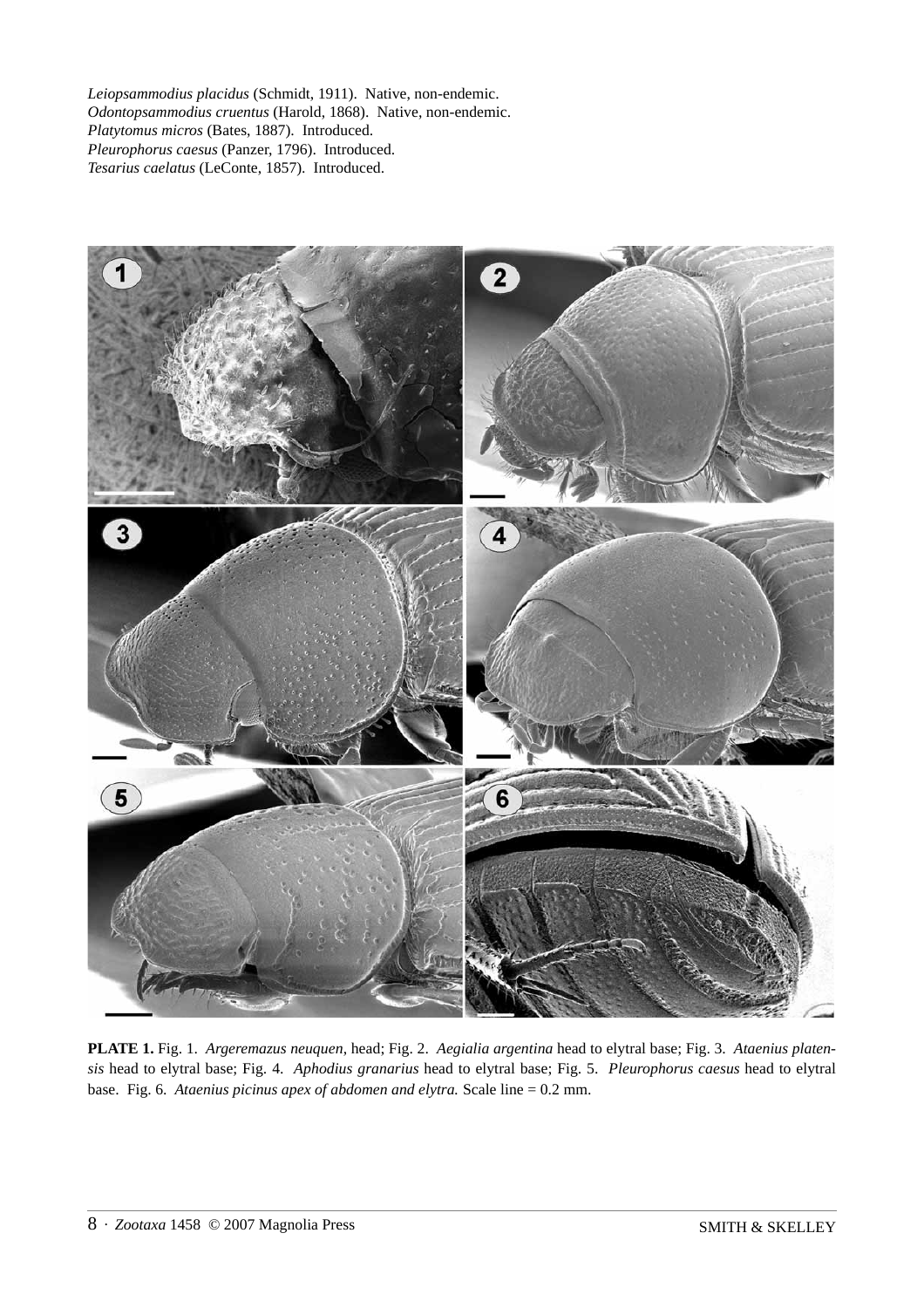*Leiopsammodius placidus* (Schmidt, 1911). Native, non-endemic.
*Odontopsammodius cruentus* (Harold, 1868). Native, non-endemic.
*Platytomus micros* (Bates, 1887). Introduced.
*Pleurophorus caesus* (Panzer, 1796). Introduced.
*Tesarius caelatus* (LeConte, 1857). Introduced.

**PLATE 1.** Fig. 1. *Argeremazus neuquen*, head; Fig. 2. *Aegialia argentina* head to elytral base; Fig. 3. *Ataenius platensis* head to elytral base; Fig. 4. *Aphodius granarius* head to elytral base; Fig. 5. *Pleurophorus caesus* head to elytral base. Fig. 6. *Ataenius picinus apex of abdomen and elytra.* Scale line = 0.2 mm.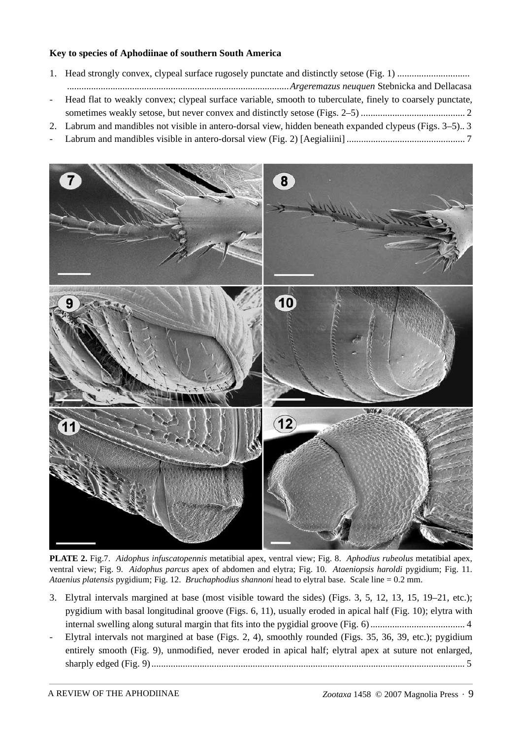**Key to species of Aphodiinae of southern South America**

1. Head strongly convex, clypeal surface rugosely punctate and distinctly setose (Fig. 1) .............................. ............................................................................................*Argeremazus neuquen* Stebnicka and Dellacasa
- Head flat to weakly convex; clypeal surface variable, smooth to tuberculate, finely to coarsely punctate, sometimes weakly setose, but never convex and distinctly setose (Figs. 2–5) ........................................... 2
2. Labrum and mandibles not visible in antero-dorsal view, hidden beneath expanded clypeus (Figs. 3–5).. 3
- Labrum and mandibles visible in antero-dorsal view (Fig. 2) [Aegialiini] ................................................. 7

**PLATE 2.** Fig.7. *Aidophus infuscatopennis* metatibial apex, ventral view; Fig. 8. *Aphodius rubeolus* metatibial apex, ventral view; Fig. 9. *Aidophus parcus* apex of abdomen and elytra; Fig. 10. *Ataeniopsis haroldi* pygidium; Fig. 11. *Ataenius platensis* pygidium; Fig. 12. *Bruchaphodius shannoni* head to elytral base. Scale line = 0.2 mm.

3. Elytral intervals margined at base (most visible toward the sides) (Figs. 3, 5, 12, 13, 15, 19–21, etc.); pygidium with basal longitudinal groove (Figs. 6, 11), usually eroded in apical half (Fig. 10); elytra with internal swelling along sutural margin that fits into the pygidial groove (Fig. 6) ....................................... 4
- Elytral intervals not margined at base (Figs. 2, 4), smoothly rounded (Figs. 35, 36, 39, etc.); pygidium entirely smooth (Fig. 9), unmodified, never eroded in apical half; elytral apex at suture not enlarged, sharply edged (Fig. 9)................................................................................................................................. 5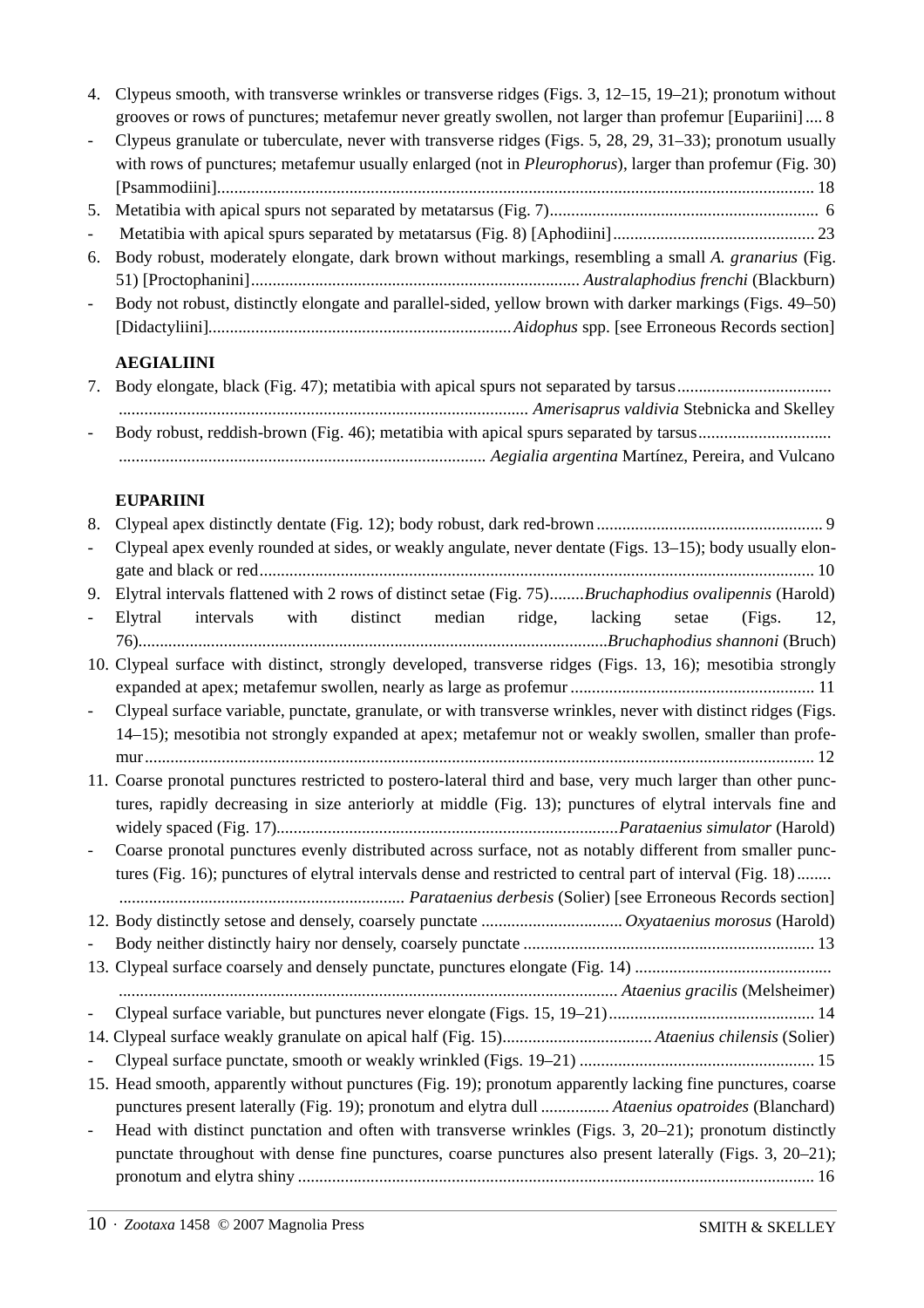4. Clypeus smooth, with transverse wrinkles or transverse ridges (Figs. 3, 12–15, 19–21); pronotum without grooves or rows of punctures; metafemur never greatly swollen, not larger than profemur [Eupariini] .... 8
- Clypeus granulate or tuberculate, never with transverse ridges (Figs. 5, 28, 29, 31–33); pronotum usually with rows of punctures; metafemur usually enlarged (not in *Pleurophorus*), larger than profemur (Fig. 30) [Psammodiini]........................................................................................................................................ 18
5. Metatibia with apical spurs not separated by metatarsus (Fig. 7)............................................................... 6
- Metatibia with apical spurs separated by metatarsus (Fig. 8) [Aphodiini]............................................... 23
6. Body robust, moderately elongate, dark brown without markings, resembling a small *A. granarius* (Fig. 51) [Proctophanini].............................................................................. *Australaphodius frenchi* (Blackburn)
- Body not robust, distinctly elongate and parallel-sided, yellow brown with darker markings (Figs. 49–50) [Didactyliini]........................................................................ *Aidophus* spp. [see Erroneous Records section]

**AEGIALIINI**

7. Body elongate, black (Fig. 47); metatibia with apical spurs not separated by tarsus.................................... ............................................................................................... *Amerisaprus valdivia* Stebnicka and Skelley
- Body robust, reddish-brown (Fig. 46); metatibia with apical spurs separated by tarsus............................... ..................................................................................... *Aegialia argentina* Martínez, Pereira, and Vulcano

**EUPARIINI**

8. Clypeal apex distinctly dentate (Fig. 12); body robust, dark red-brown ..................................................... 9
- Clypeal apex evenly rounded at sides, or weakly angulate, never dentate (Figs. 13–15); body usually elongate and black or red................................................................................................................................. 10
9. Elytral intervals flattened with 2 rows of distinct setae (Fig. 75)........*Bruchaphodius ovalipennis* (Harold)
- Elytral intervals with distinct median ridge, lacking setae (Figs. 12, 76)...............................................................................................................*Bruchaphodius shannoni* (Bruch)
10. Clypeal surface with distinct, strongly developed, transverse ridges (Figs. 13, 16); mesotibia strongly expanded at apex; metafemur swollen, nearly as large as profemur ......................................................... 11
- Clypeal surface variable, punctate, granulate, or with transverse wrinkles, never with distinct ridges (Figs. 14–15); mesotibia not strongly expanded at apex; metafemur not or weakly swollen, smaller than profemur............................................................................................................................................... 12
11. Coarse pronotal punctures restricted to postero-lateral third and base, very much larger than other punctures, rapidly decreasing in size anteriorly at middle (Fig. 13); punctures of elytral intervals fine and widely spaced (Fig. 17)................................................................................*Parataenius simulator* (Harold)
- Coarse pronotal punctures evenly distributed across surface, not as notably different from smaller punctures (Fig. 16); punctures of elytral intervals dense and restricted to central part of interval (Fig. 18)........ .................................................................. *Parataenius derbesis* (Solier) [see Erroneous Records section]
12. Body distinctly setose and densely, coarsely punctate .................................*Oxyataenius morosus* (Harold)
- Body neither distinctly hairy nor densely, coarsely punctate .................................................................... 13
13. Clypeal surface coarsely and densely punctate, punctures elongate (Fig. 14) ............................................. ................................................................................................................... *Ataenius gracilis* (Melsheimer)
- Clypeal surface variable, but punctures never elongate (Figs. 15, 19–21)................................................ 14
14. Clypeal surface weakly granulate on apical half (Fig. 15)...................................*Ataenius chilensis* (Solier)
- Clypeal surface punctate, smooth or weakly wrinkled (Figs. 19–21) ...................................................... 15
15. Head smooth, apparently without punctures (Fig. 19); pronotum apparently lacking fine punctures, coarse punctures present laterally (Fig. 19); pronotum and elytra dull ................ *Ataenius opatroides* (Blanchard)
- Head with distinct punctation and often with transverse wrinkles (Figs. 3, 20–21); pronotum distinctly punctate throughout with dense fine punctures, coarse punctures also present laterally (Figs. 3, 20–21); pronotum and elytra shiny ........................................................................................................................ 16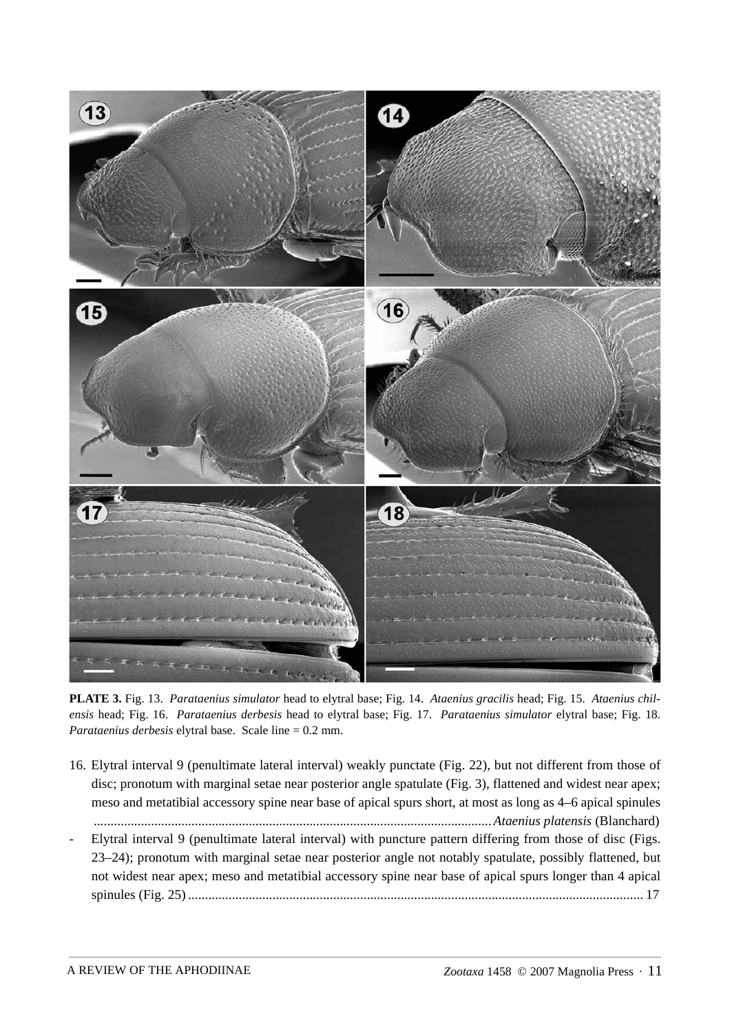**PLATE 3.** Fig. 13. *Parataenius simulator* head to elytral base; Fig. 14. *Ataenius gracilis* head; Fig. 15. *Ataenius chilensis* head; Fig. 16. *Parataenius derbesis* head to elytral base; Fig. 17. *Parataenius simulator* elytral base; Fig. 18. *Parataenius derbesis* elytral base. Scale line = 0.2 mm.

16. Elytral interval 9 (penultimate lateral interval) weakly punctate (Fig. 22), but not different from those of disc; pronotum with marginal setae near posterior angle spatulate (Fig. 3), flattened and widest near apex; meso and metatibial accessory spine near base of apical spurs short, at most as long as 4–6 apical spinules ........................................................................................................... *Ataenius platensis* (Blanchard)

- Elytral interval 9 (penultimate lateral interval) with puncture pattern differing from those of disc (Figs. 23–24); pronotum with marginal setae near posterior angle not notably spatulate, possibly flattened, but not widest near apex; meso and metatibial accessory spine near base of apical spurs longer than 4 apical spinules (Fig. 25) ..................................................................................................................................... 17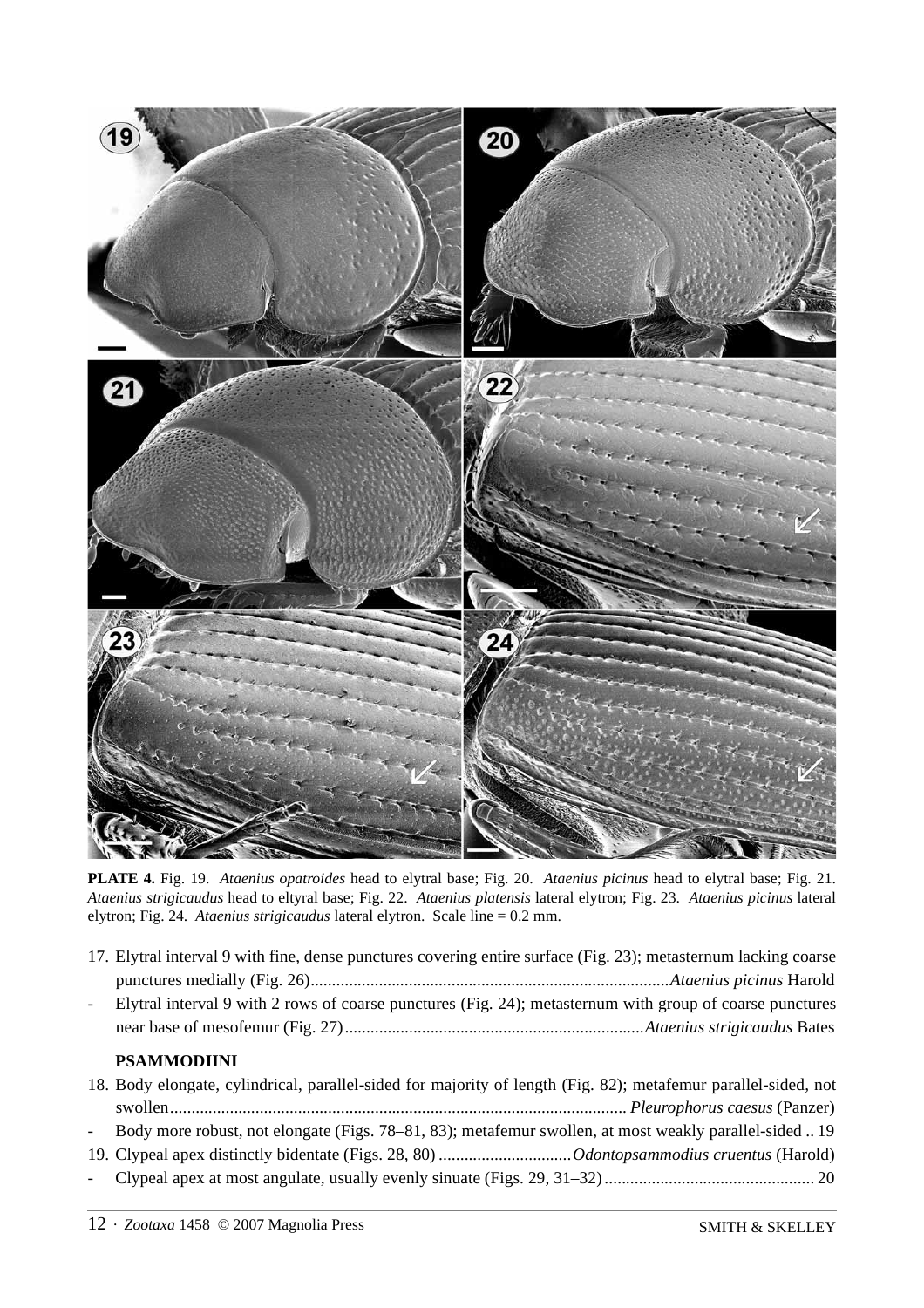**PLATE 4.** Fig. 19. *Ataenius opatroides* head to elytral base; Fig. 20. *Ataenius picinus* head to elytral base; Fig. 21. *Ataenius strigicaudus* head to eltyral base; Fig. 22. *Ataenius platensis* lateral elytron; Fig. 23. *Ataenius picinus* lateral elytron; Fig. 24. *Ataenius strigicaudus* lateral elytron. Scale line = 0.2 mm.

17. Elytral interval 9 with fine, dense punctures covering entire surface (Fig. 23); metasternum lacking coarse punctures medially (Fig. 26)....................................................................................*Ataenius picinus* Harold

- Elytral interval 9 with 2 rows of coarse punctures (Fig. 24); metasternum with group of coarse punctures near base of mesofemur (Fig. 27).....................................................................*Ataenius strigicaudus* Bates

**PSAMMODIINI**

18. Body elongate, cylindrical, parallel-sided for majority of length (Fig. 82); metafemur parallel-sided, not swollen.......................................................................................................... *Pleurophorus caesus* (Panzer)

- Body more robust, not elongate (Figs. 78–81, 83); metafemur swollen, at most weakly parallel-sided .. 19

19. Clypeal apex distinctly bidentate (Figs. 28, 80) ...............................*Odontopsammodius cruentus* (Harold)

- Clypeal apex at most angulate, usually evenly sinuate (Figs. 29, 31–32)................................................ 20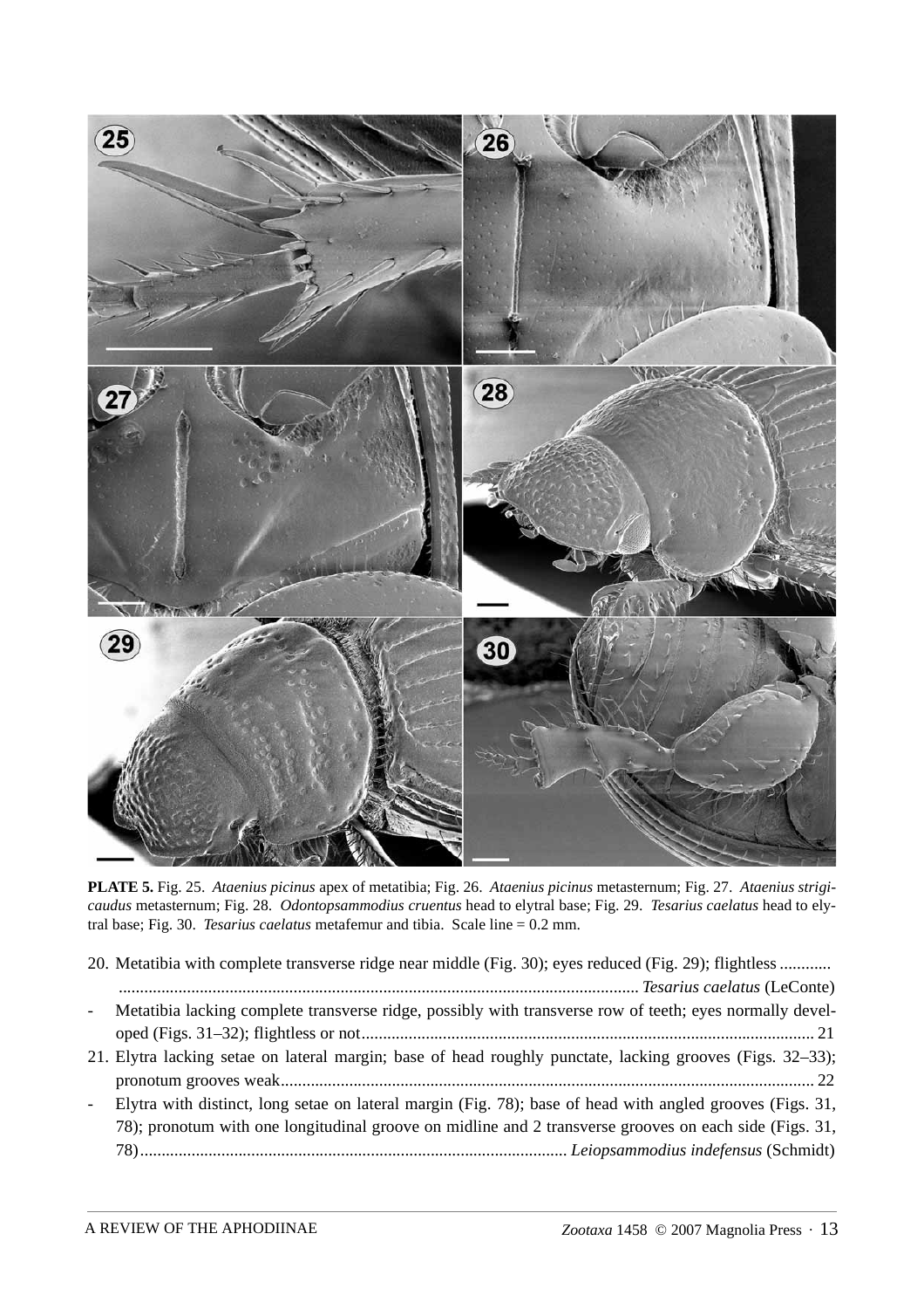**PLATE 5.** Fig. 25. *Ataenius picinus* apex of metatibia; Fig. 26. *Ataenius picinus* metasternum; Fig. 27. *Ataenius strigicaudus* metasternum; Fig. 28. *Odontopsammodius cruentus* head to elytral base; Fig. 29. *Tesarius caelatus* head to elytral base; Fig. 30. *Tesarius caelatus* metafemur and tibia. Scale line = 0.2 mm.

20. Metatibia with complete transverse ridge near middle (Fig. 30); eyes reduced (Fig. 29); flightless ............ ........................................................................................................................ *Tesarius caelatus* (LeConte)
- Metatibia lacking complete transverse ridge, possibly with transverse row of teeth; eyes normally developed (Figs. 31–32); flightless or not......................................................................................................... 21

21. Elytra lacking setae on lateral margin; base of head roughly punctate, lacking grooves (Figs. 32–33); pronotum grooves weak........................................................................................................................... 22
- Elytra with distinct, long setae on lateral margin (Fig. 78); base of head with angled grooves (Figs. 31, 78); pronotum with one longitudinal groove on midline and 2 transverse grooves on each side (Figs. 31, 78)................................................................................................... *Leiopsammodius indefensus* (Schmidt)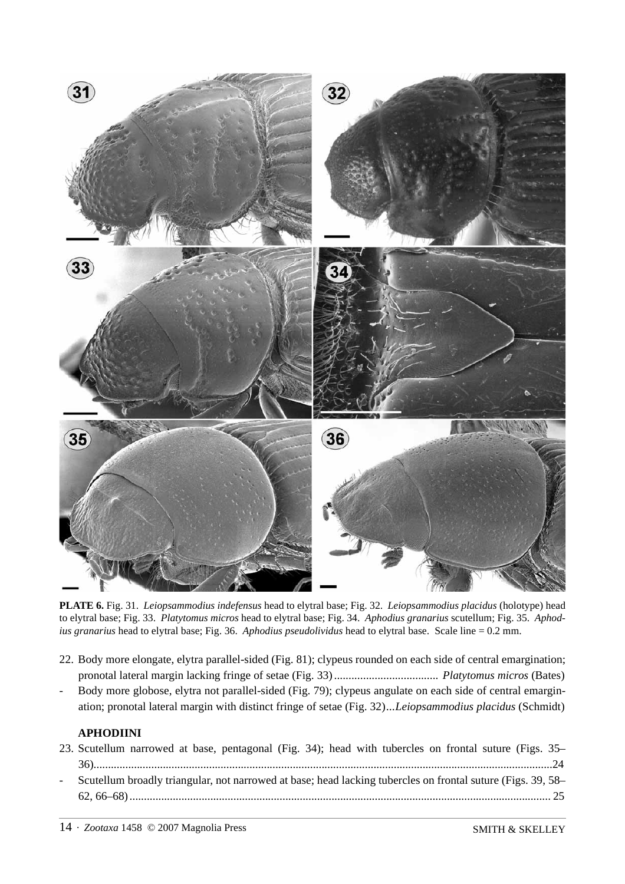**PLATE 6.** Fig. 31. *Leiopsammodius indefensus* head to elytral base; Fig. 32. *Leiopsammodius placidus* (holotype) head to elytral base; Fig. 33. *Platytomus micros* head to elytral base; Fig. 34. *Aphodius granarius* scutellum; Fig. 35. *Aphodius granarius* head to elytral base; Fig. 36. *Aphodius pseudolividus* head to elytral base. Scale line = 0.2 mm.

22. Body more elongate, elytra parallel-sided (Fig. 81); clypeus rounded on each side of central emargination; pronotal lateral margin lacking fringe of setae (Fig. 33) .................................... *Platytomus micros* (Bates)
- Body more globose, elytra not parallel-sided (Fig. 79); clypeus angulate on each side of central emargination; pronotal lateral margin with distinct fringe of setae (Fig. 32)...*Leiopsammodius placidus* (Schmidt)

**APHODIINI**

23. Scutellum narrowed at base, pentagonal (Fig. 34); head with tubercles on frontal suture (Figs. 35–36)..............................................................................................................................................24
- Scutellum broadly triangular, not narrowed at base; head lacking tubercles on frontal suture (Figs. 39, 58–62, 66–68)................................................................................................................................. 25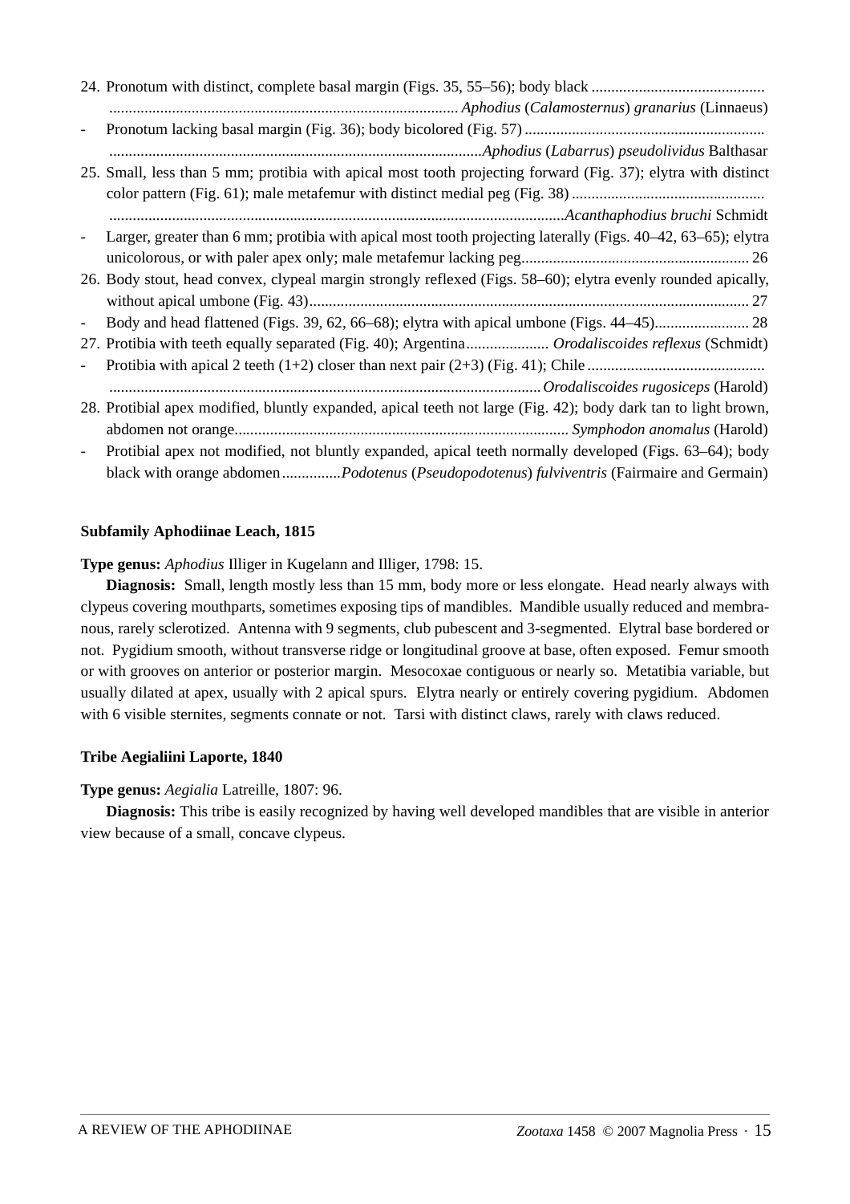24. Pronotum with distinct, complete basal margin (Figs. 35, 55–56); body black ........................................... ........................................................................................ *Aphodius* (*Calamosternus*) *granarius* (Linnaeus)

- Pronotum lacking basal margin (Fig. 36); body bicolored (Fig. 57) ............................................................ ..............................................................................................*Aphodius* (*Labarrus*) *pseudolividus* Balthasar

25. Small, less than 5 mm; protibia with apical most tooth projecting forward (Fig. 37); elytra with distinct color pattern (Fig. 61); male metafemur with distinct medial peg (Fig. 38) ................................................ ...................................................................................................................*Acanthaphodius bruchi* Schmidt

- Larger, greater than 6 mm; protibia with apical most tooth projecting laterally (Figs. 40–42, 63–65); elytra unicolorous, or with paler apex only; male metafemur lacking peg.......................................................... 26

26. Body stout, head convex, clypeal margin strongly reflexed (Figs. 58–60); elytra evenly rounded apically, without apical umbone (Fig. 43)............................................................................................................... 27

- Body and head flattened (Figs. 39, 62, 66–68); elytra with apical umbone (Figs. 44–45)........................ 28

27. Protibia with teeth equally separated (Fig. 40); Argentina..................... *Orodaliscoides reflexus* (Schmidt)

- Protibia with apical 2 teeth (1+2) closer than next pair (2+3) (Fig. 41); Chile ............................................ ..............................................................................................................*Orodaliscoides rugosiceps* (Harold)

28. Protibial apex modified, bluntly expanded, apical teeth not large (Fig. 42); body dark tan to light brown, abdomen not orange.................................................................................... *Symphodon anomalus* (Harold)

- Protibial apex not modified, not bluntly expanded, apical teeth normally developed (Figs. 63–64); body black with orange abdomen...............*Podotenus* (*Pseudopodotenus*) *fulviventris* (Fairmaire and Germain)

**Subfamily Aphodiinae Leach, 1815**

**Type genus:** *Aphodius* Illiger in Kugelann and Illiger, 1798: 15.

**Diagnosis:** Small, length mostly less than 15 mm, body more or less elongate. Head nearly always with clypeus covering mouthparts, sometimes exposing tips of mandibles. Mandible usually reduced and membranous, rarely sclerotized. Antenna with 9 segments, club pubescent and 3-segmented. Elytral base bordered or not. Pygidium smooth, without transverse ridge or longitudinal groove at base, often exposed. Femur smooth or with grooves on anterior or posterior margin. Mesocoxae contiguous or nearly so. Metatibia variable, but usually dilated at apex, usually with 2 apical spurs. Elytra nearly or entirely covering pygidium. Abdomen with 6 visible sternites, segments connate or not. Tarsi with distinct claws, rarely with claws reduced.

**Tribe Aegialiini Laporte, 1840**

**Type genus:** *Aegialia* Latreille, 1807: 96.

**Diagnosis:** This tribe is easily recognized by having well developed mandibles that are visible in anterior view because of a small, concave clypeus.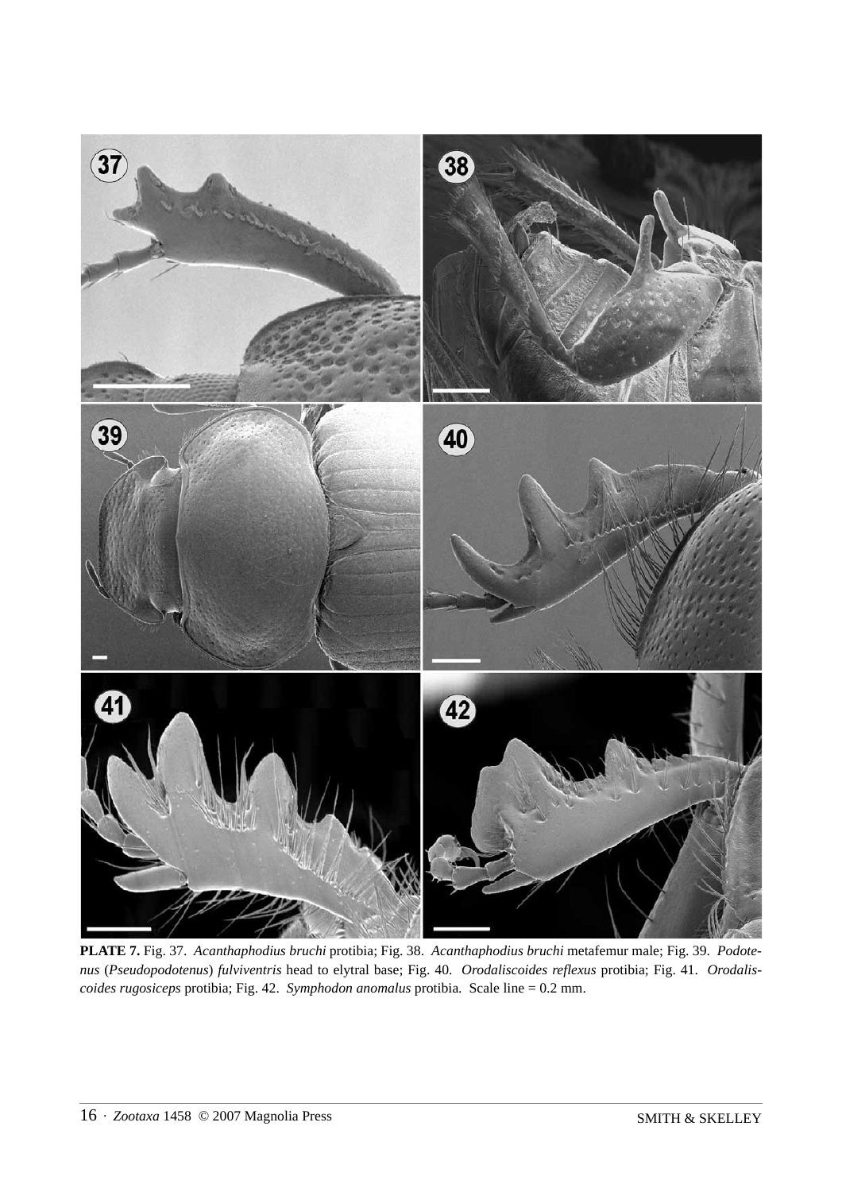**PLATE 7.** Fig. 37. *Acanthaphodius bruchi* protibia; Fig. 38. *Acanthaphodius bruchi* metafemur male; Fig. 39. *Podotenus* (*Pseudopodotenus*) *fulviventris* head to elytral base; Fig. 40. *Orodaliscoides reflexus* protibia; Fig. 41. *Orodaliscoides rugosiceps* protibia; Fig. 42. *Symphodon anomalus* protibia. Scale line = 0.2 mm.